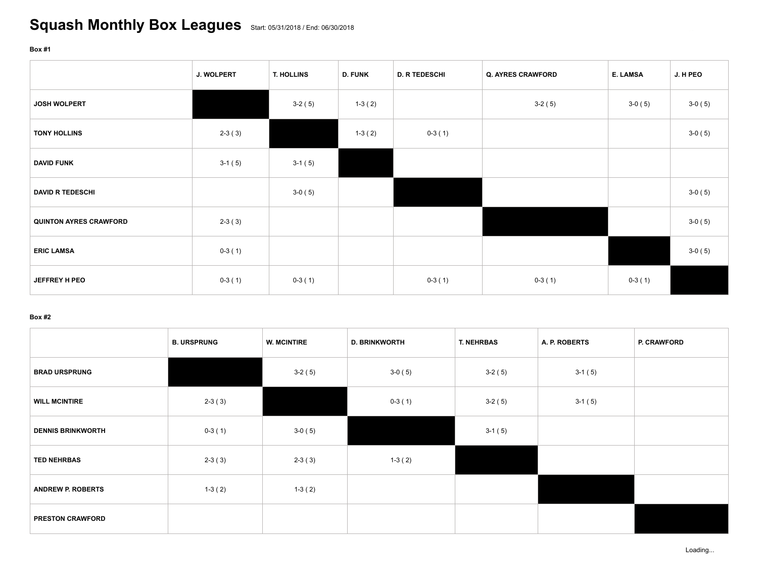# Squash Monthly Box Leagues

Start: 05/31/2018 / End: 06/30/2018

**Box #1**

| | J. WOLPERT | T. HOLLINS | D. FUNK | D. R TEDESCHI | Q. AYRES CRAWFORD | E. LAMSA | J. H PEO |
|---|---|---|---|---|---|---|---|
| JOSH WOLPERT | | 3-2 ( 5) | 1-3 ( 2) | | 3-2 ( 5) | 3-0 ( 5) | 3-0 ( 5) |
| TONY HOLLINS | 2-3 ( 3) | | 1-3 ( 2) | 0-3 ( 1) | | | 3-0 ( 5) |
| DAVID FUNK | 3-1 ( 5) | 3-1 ( 5) | | | | | |
| DAVID R TEDESCHI | | 3-0 ( 5) | | | | | 3-0 ( 5) |
| QUINTON AYRES CRAWFORD | 2-3 ( 3) | | | | | | 3-0 ( 5) |
| ERIC LAMSA | 0-3 ( 1) | | | | | | 3-0 ( 5) |
| JEFFREY H PEO | 0-3 ( 1) | 0-3 ( 1) | | 0-3 ( 1) | 0-3 ( 1) | 0-3 ( 1) | |

**Box #2**

| | B. URSPRUNG | W. MCINTIRE | D. BRINKWORTH | T. NEHRBAS | A. P. ROBERTS | P. CRAWFORD |
|---|---|---|---|---|---|---|
| BRAD URSPRUNG | | 3-2 ( 5) | 3-0 ( 5) | 3-2 ( 5) | 3-1 ( 5) | |
| WILL MCINTIRE | 2-3 ( 3) | | 0-3 ( 1) | 3-2 ( 5) | 3-1 ( 5) | |
| DENNIS BRINKWORTH | 0-3 ( 1) | 3-0 ( 5) | | 3-1 ( 5) | | |
| TED NEHRBAS | 2-3 ( 3) | 2-3 ( 3) | 1-3 ( 2) | | | |
| ANDREW P. ROBERTS | 1-3 ( 2) | 1-3 ( 2) | | | | |
| PRESTON CRAWFORD | | | | | | |

Loading...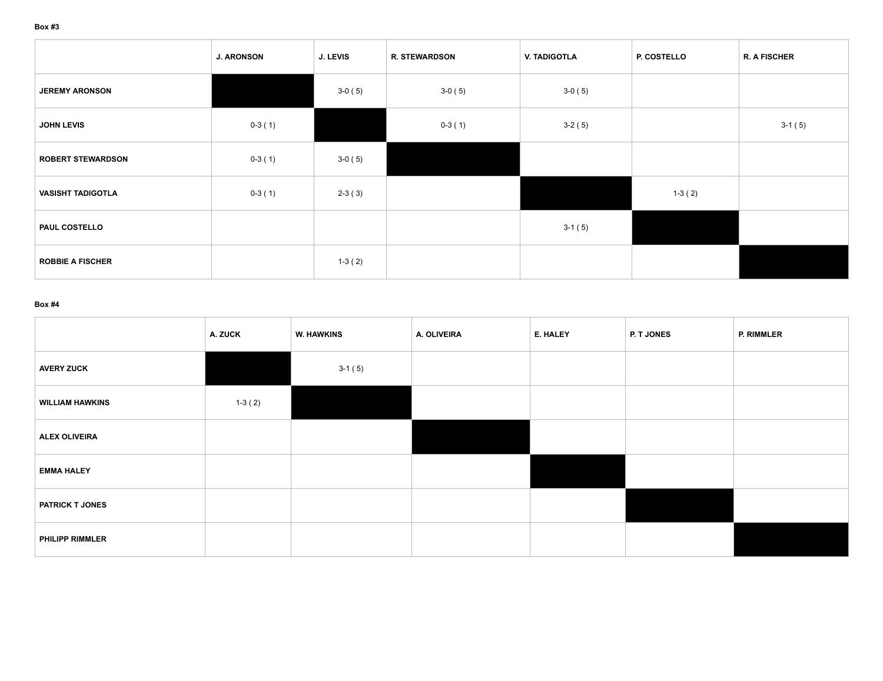**Box #3**

| | J. ARONSON | J. LEVIS | R. STEWARDSON | V. TADIGOTLA | P. COSTELLO | R. A FISCHER |
|---|---|---|---|---|---|---|
| JEREMY ARONSON | | 3-0 ( 5) | 3-0 ( 5) | 3-0 ( 5) | | |
| JOHN LEVIS | 0-3 ( 1) | | 0-3 ( 1) | 3-2 ( 5) | | 3-1 ( 5) |
| ROBERT STEWARDSON | 0-3 ( 1) | 3-0 ( 5) | | | | |
| VASISHT TADIGOTLA | 0-3 ( 1) | 2-3 ( 3) | | | 1-3 ( 2) | |
| PAUL COSTELLO | | | | 3-1 ( 5) | | |
| ROBBIE A FISCHER | | 1-3 ( 2) | | | | |

**Box #4**

| | A. ZUCK | W. HAWKINS | A. OLIVEIRA | E. HALEY | P. T JONES | P. RIMMLER |
|---|---|---|---|---|---|---|
| AVERY ZUCK | | 3-1 ( 5) | | | | |
| WILLIAM HAWKINS | 1-3 ( 2) | | | | | |
| ALEX OLIVEIRA | | | | | | |
| EMMA HALEY | | | | | | |
| PATRICK T JONES | | | | | | |
| PHILIPP RIMMLER | | | | | | |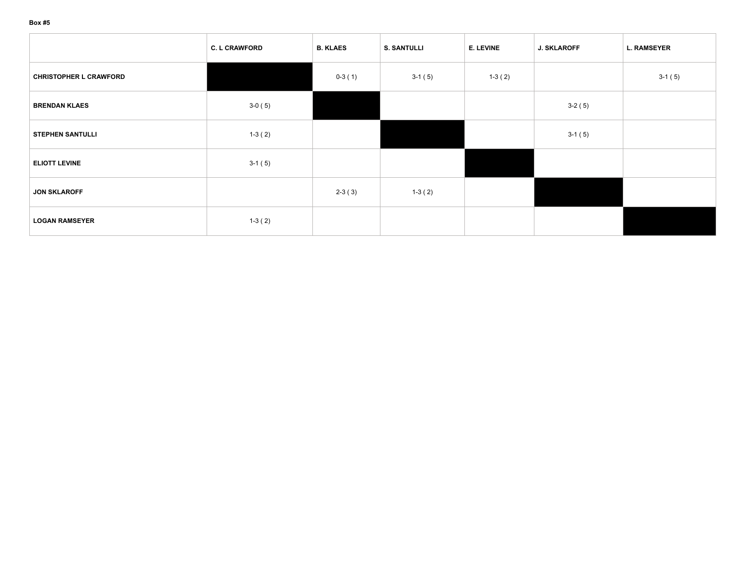**Box #5**

| | C. L CRAWFORD | B. KLAES | S. SANTULLI | E. LEVINE | J. SKLAROFF | L. RAMSEYER |
|---|---|---|---|---|---|---|
| **CHRISTOPHER L CRAWFORD** | | 0-3 ( 1) | 3-1 ( 5) | 1-3 ( 2) | | 3-1 ( 5) |
| **BRENDAN KLAES** | 3-0 ( 5) | | | | 3-2 ( 5) | |
| **STEPHEN SANTULLI** | 1-3 ( 2) | | | | 3-1 ( 5) | |
| **ELIOTT LEVINE** | 3-1 ( 5) | | | | | |
| **JON SKLAROFF** | | 2-3 ( 3) | 1-3 ( 2) | | | |
| **LOGAN RAMSEYER** | 1-3 ( 2) | | | | | |